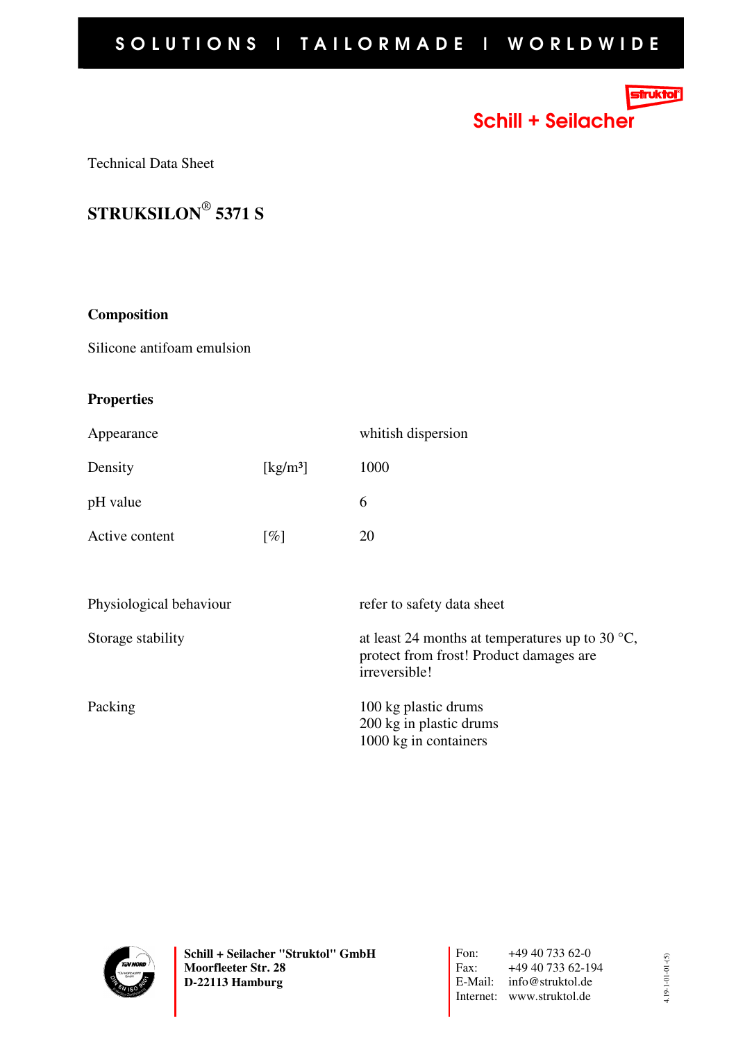SOLUTIONS I TAILORMADE I WORLDWIDE

Schill + Seilacher

Technical Data Sheet

# STRUKSILON® 5371 S

## Composition

Silicone antifoam emulsion

## Properties

| | | |
|---|---|---|
| Appearance | | whitish dispersion |
| Density | [kg/m³] | 1000 |
| pH value | | 6 |
| Active content | [%] | 20 |

| | |
|---|---|
| Physiological behaviour | refer to safety data sheet |
| Storage stability | at least 24 months at temperatures up to 30 °C, protect from frost! Product damages are irreversible! |
| Packing | 100 kg plastic drums<br>200 kg in plastic drums<br>1000 kg in containers |

**Schill + Seilacher "Struktol" GmbH**
**Moorfleeter Str. 28**
**D-22113 Hamburg**

Fon: +49 40 733 62-0
Fax: +49 40 733 62-194
E-Mail: info@struktol.de
Internet: www.struktol.de

4.19-1-01-01-(5)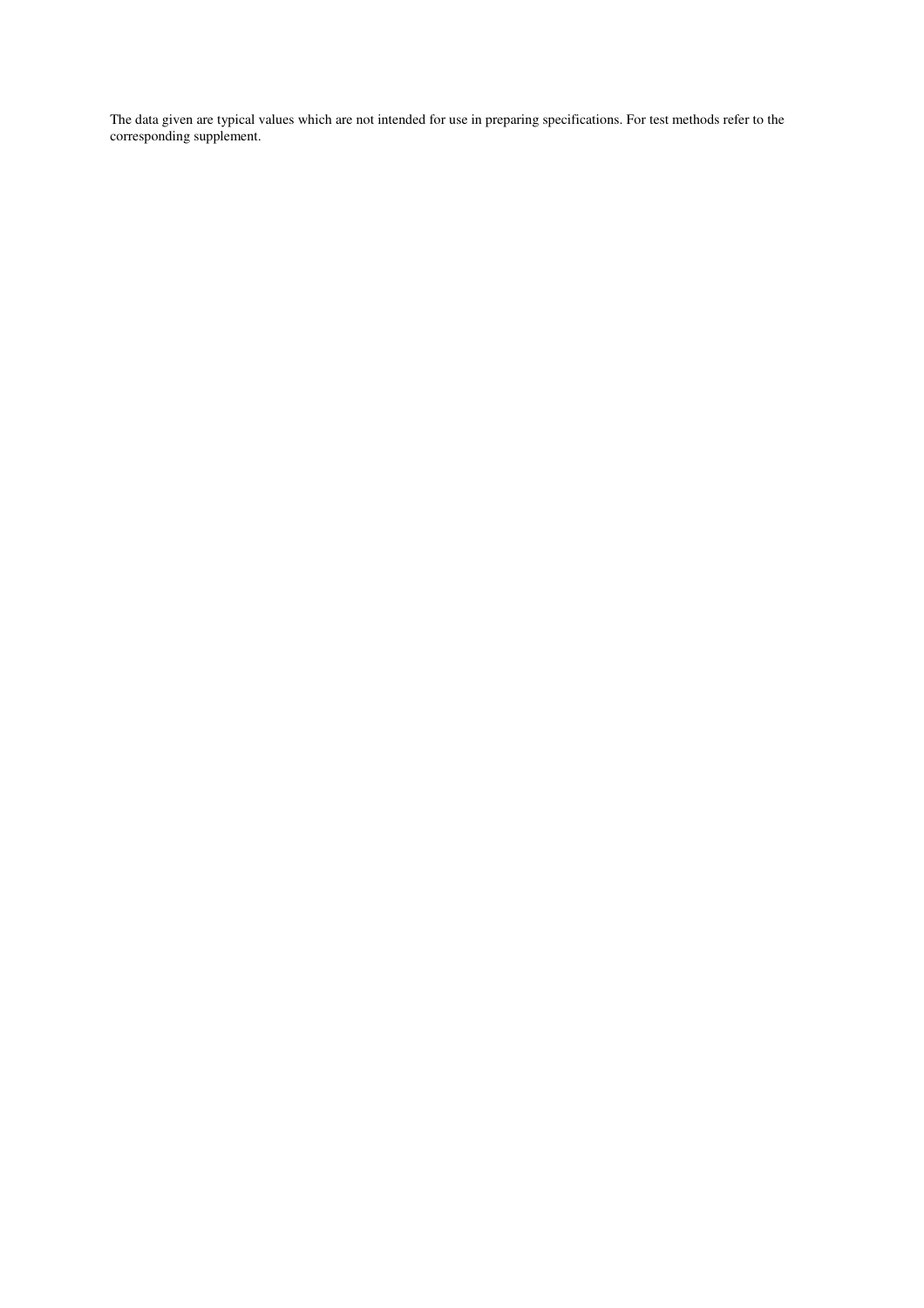The data given are typical values which are not intended for use in preparing specifications. For test methods refer to the corresponding supplement.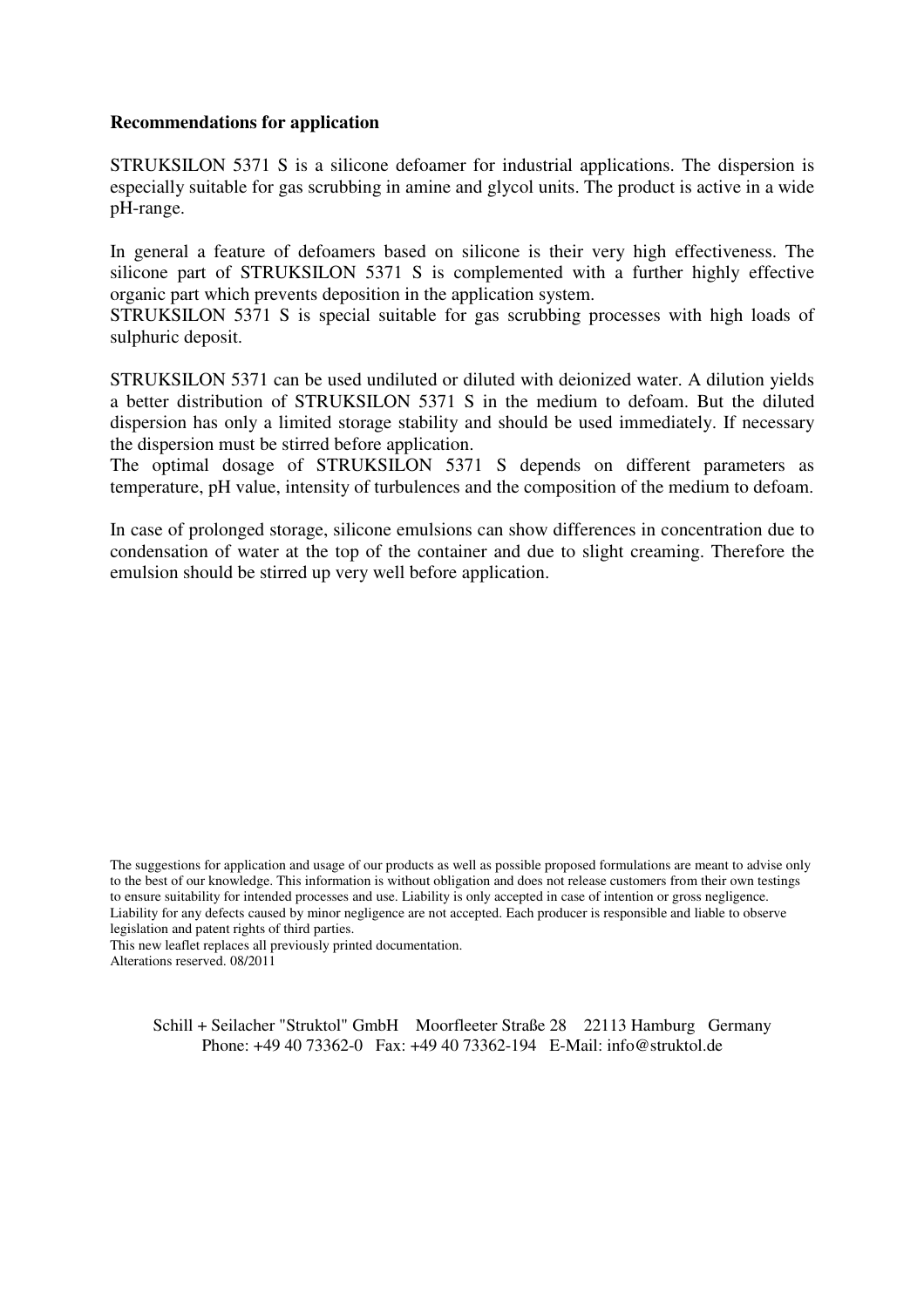**Recommendations for application**

STRUKSILON 5371 S is a silicone defoamer for industrial applications. The dispersion is especially suitable for gas scrubbing in amine and glycol units. The product is active in a wide pH-range.

In general a feature of defoamers based on silicone is their very high effectiveness. The silicone part of STRUKSILON 5371 S is complemented with a further highly effective organic part which prevents deposition in the application system.
STRUKSILON 5371 S is special suitable for gas scrubbing processes with high loads of sulphuric deposit.

STRUKSILON 5371 can be used undiluted or diluted with deionized water. A dilution yields a better distribution of STRUKSILON 5371 S in the medium to defoam. But the diluted dispersion has only a limited storage stability and should be used immediately. If necessary the dispersion must be stirred before application.
The optimal dosage of STRUKSILON 5371 S depends on different parameters as temperature, pH value, intensity of turbulences and the composition of the medium to defoam.

In case of prolonged storage, silicone emulsions can show differences in concentration due to condensation of water at the top of the container and due to slight creaming. Therefore the emulsion should be stirred up very well before application.

The suggestions for application and usage of our products as well as possible proposed formulations are meant to advise only to the best of our knowledge. This information is without obligation and does not release customers from their own testings to ensure suitability for intended processes and use. Liability is only accepted in case of intention or gross negligence. Liability for any defects caused by minor negligence are not accepted. Each producer is responsible and liable to observe legislation and patent rights of third parties.
This new leaflet replaces all previously printed documentation.
Alterations reserved. 08/2011

Schill + Seilacher "Struktol" GmbH Moorfleeter Straße 28 22113 Hamburg Germany
Phone: +49 40 73362-0 Fax: +49 40 73362-194 E-Mail: info@struktol.de